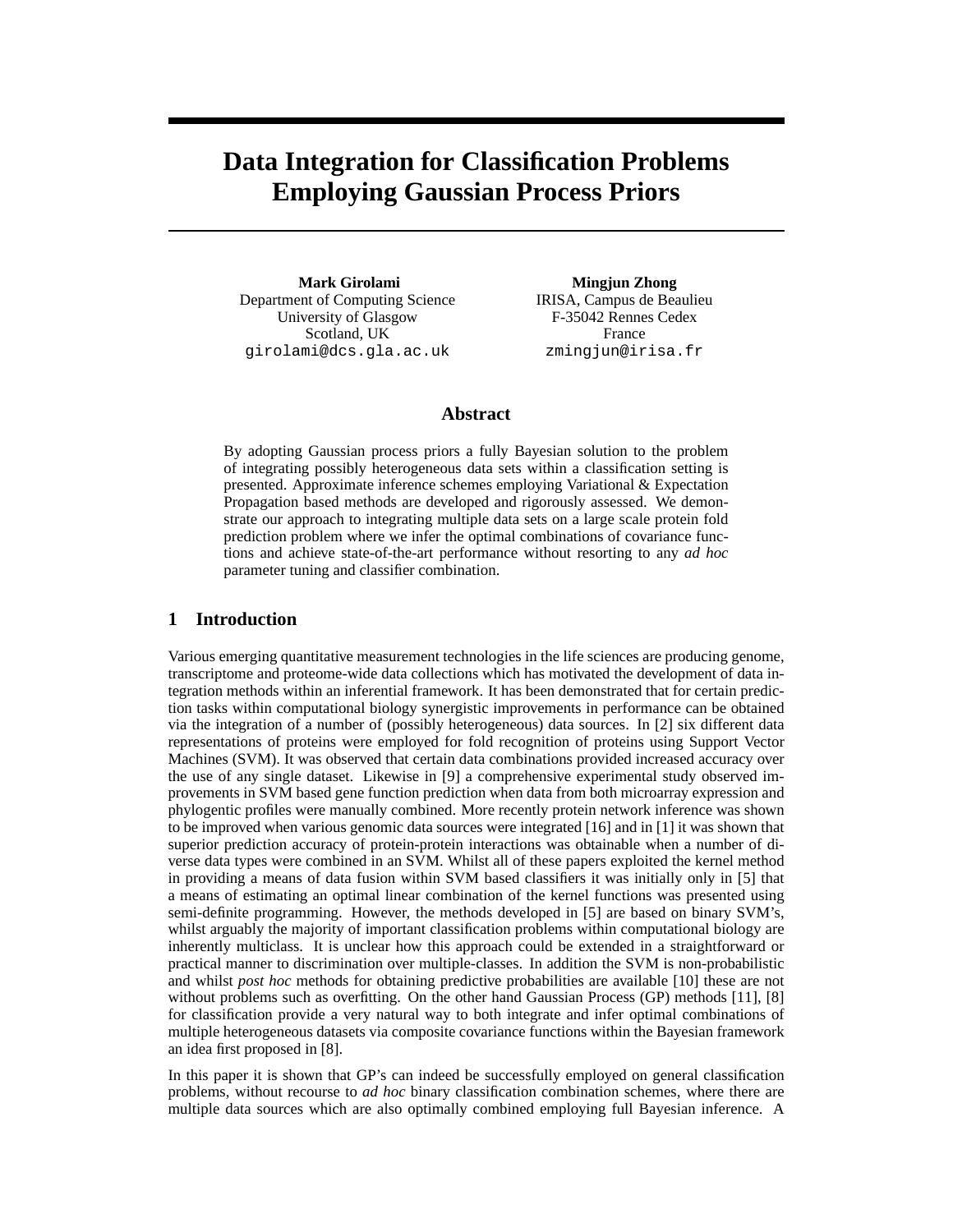# Data Integration for Classification Problems Employing Gaussian Process Priors

**Mark Girolami**
Department of Computing Science
University of Glasgow
Scotland, UK
girolami@dcs.gla.ac.uk

**Mingjun Zhong**
IRISA, Campus de Beaulieu
F-35042 Rennes Cedex
France
zmingjun@irisa.fr

## Abstract

By adopting Gaussian process priors a fully Bayesian solution to the problem of integrating possibly heterogeneous data sets within a classification setting is presented. Approximate inference schemes employing Variational & Expectation Propagation based methods are developed and rigorously assessed. We demonstrate our approach to integrating multiple data sets on a large scale protein fold prediction problem where we infer the optimal combinations of covariance functions and achieve state-of-the-art performance without resorting to any *ad hoc* parameter tuning and classifier combination.

## 1 Introduction

Various emerging quantitative measurement technologies in the life sciences are producing genome, transcriptome and proteome-wide data collections which has motivated the development of data integration methods within an inferential framework. It has been demonstrated that for certain prediction tasks within computational biology synergistic improvements in performance can be obtained via the integration of a number of (possibly heterogeneous) data sources. In [2] six different data representations of proteins were employed for fold recognition of proteins using Support Vector Machines (SVM). It was observed that certain data combinations provided increased accuracy over the use of any single dataset. Likewise in [9] a comprehensive experimental study observed improvements in SVM based gene function prediction when data from both microarray expression and phylogentic profiles were manually combined. More recently protein network inference was shown to be improved when various genomic data sources were integrated [16] and in [1] it was shown that superior prediction accuracy of protein-protein interactions was obtainable when a number of diverse data types were combined in an SVM. Whilst all of these papers exploited the kernel method in providing a means of data fusion within SVM based classifiers it was initially only in [5] that a means of estimating an optimal linear combination of the kernel functions was presented using semi-definite programming. However, the methods developed in [5] are based on binary SVM's, whilst arguably the majority of important classification problems within computational biology are inherently multiclass. It is unclear how this approach could be extended in a straightforward or practical manner to discrimination over multiple-classes. In addition the SVM is non-probabilistic and whilst *post hoc* methods for obtaining predictive probabilities are available [10] these are not without problems such as overfitting. On the other hand Gaussian Process (GP) methods [11], [8] for classification provide a very natural way to both integrate and infer optimal combinations of multiple heterogeneous datasets via composite covariance functions within the Bayesian framework an idea first proposed in [8].

In this paper it is shown that GP's can indeed be successfully employed on general classification problems, without recourse to *ad hoc* binary classification combination schemes, where there are multiple data sources which are also optimally combined employing full Bayesian inference. A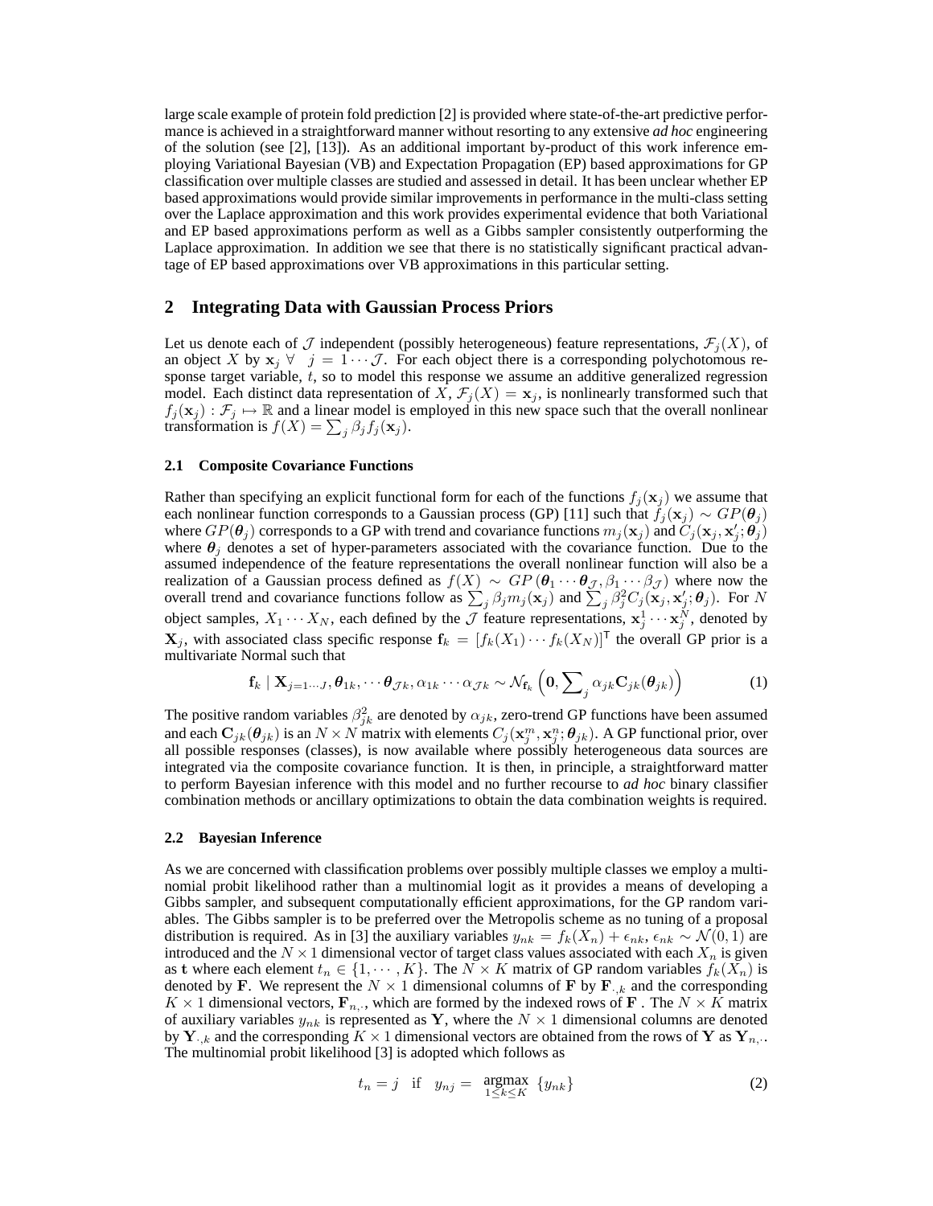large scale example of protein fold prediction [2] is provided where state-of-the-art predictive performance is achieved in a straightforward manner without resorting to any extensive *ad hoc* engineering of the solution (see [2], [13]). As an additional important by-product of this work inference employing Variational Bayesian (VB) and Expectation Propagation (EP) based approximations for GP classification over multiple classes are studied and assessed in detail. It has been unclear whether EP based approximations would provide similar improvements in performance in the multi-class setting over the Laplace approximation and this work provides experimental evidence that both Variational and EP based approximations perform as well as a Gibbs sampler consistently outperforming the Laplace approximation. In addition we see that there is no statistically significant practical advantage of EP based approximations over VB approximations in this particular setting.

## 2 Integrating Data with Gaussian Process Priors

Let us denote each of $\mathcal{J}$ independent (possibly heterogeneous) feature representations, $\mathcal{F}_j(X)$, of an object $X$ by $\mathbf{x}_j \ \forall \ \ j = 1 \cdots \mathcal{J}$. For each object there is a corresponding polychotomous response target variable, $t$, so to model this response we assume an additive generalized regression model. Each distinct data representation of $X$, $\mathcal{F}_j(X) = \mathbf{x}_j$, is nonlinearly transformed such that $f_j(\mathbf{x}_j) : \mathcal{F}_j \mapsto \mathbb{R}$ and a linear model is employed in this new space such that the overall nonlinear transformation is $f(X) = \sum_j \beta_j f_j(\mathbf{x}_j)$.

### 2.1 Composite Covariance Functions

Rather than specifying an explicit functional form for each of the functions $f_j(\mathbf{x}_j)$ we assume that each nonlinear function corresponds to a Gaussian process (GP) [11] such that $f_j(\mathbf{x}_j) \sim GP(\boldsymbol{\theta}_j)$ where $GP(\boldsymbol{\theta}_j)$ corresponds to a GP with trend and covariance functions $m_j(\mathbf{x}_j)$ and $C_j(\mathbf{x}_j, \mathbf{x}'_j; \boldsymbol{\theta}_j)$ where $\boldsymbol{\theta}_j$ denotes a set of hyper-parameters associated with the covariance function. Due to the assumed independence of the feature representations the overall nonlinear function will also be a realization of a Gaussian process defined as $f(X) \sim GP(\boldsymbol{\theta}_1 \cdots \boldsymbol{\theta}_{\mathcal{J}}, \beta_1 \cdots \beta_{\mathcal{J}})$ where now the overall trend and covariance functions follow as $\sum_j \beta_j m_j(\mathbf{x}_j)$ and $\sum_j \beta_j^2 C_j(\mathbf{x}_j, \mathbf{x}'_j; \boldsymbol{\theta}_j)$. For $N$ object samples, $X_1 \cdots X_N$, each defined by the $\mathcal{J}$ feature representations, $\mathbf{x}_j^1 \cdots \mathbf{x}_j^N$, denoted by $\mathbf{X}_j$, with associated class specific response $\mathbf{f}_k = [f_k(X_1) \cdots f_k(X_N)]^\mathsf{T}$ the overall GP prior is a multivariate Normal such that

$$\mathbf{f}_k \mid \mathbf{X}_{j=1\cdots J}, \boldsymbol{\theta}_{1k}, \cdots \boldsymbol{\theta}_{\mathcal{J}k}, \alpha_{1k} \cdots \alpha_{\mathcal{J}k} \sim \mathcal{N}_{\mathbf{f}_k}\left(\mathbf{0}, \sum_j \alpha_{jk} \mathbf{C}_{jk}(\boldsymbol{\theta}_{jk})\right) \tag{1}$$

The positive random variables $\beta_{jk}^2$ are denoted by $\alpha_{jk}$, zero-trend GP functions have been assumed and each $\mathbf{C}_{jk}(\boldsymbol{\theta}_{jk})$ is an $N \times N$ matrix with elements $C_j(\mathbf{x}_j^m, \mathbf{x}_j^n; \boldsymbol{\theta}_{jk})$. A GP functional prior, over all possible responses (classes), is now available where possibly heterogeneous data sources are integrated via the composite covariance function. It is then, in principle, a straightforward matter to perform Bayesian inference with this model and no further recourse to *ad hoc* binary classifier combination methods or ancillary optimizations to obtain the data combination weights is required.

### 2.2 Bayesian Inference

As we are concerned with classification problems over possibly multiple classes we employ a multinomial probit likelihood rather than a multinomial logit as it provides a means of developing a Gibbs sampler, and subsequent computationally efficient approximations, for the GP random variables. The Gibbs sampler is to be preferred over the Metropolis scheme as no tuning of a proposal distribution is required. As in [3] the auxiliary variables $y_{nk} = f_k(X_n) + \epsilon_{nk}$, $\epsilon_{nk} \sim \mathcal{N}(0, 1)$ are introduced and the $N \times 1$ dimensional vector of target class values associated with each $X_n$ is given as $\mathbf{t}$ where each element $t_n \in \{1, \cdots, K\}$. The $N \times K$ matrix of GP random variables $f_k(X_n)$ is denoted by $\mathbf{F}$. We represent the $N \times 1$ dimensional columns of $\mathbf{F}$ by $\mathbf{F}_{\cdot,k}$ and the corresponding $K \times 1$ dimensional vectors, $\mathbf{F}_{n,\cdot}$, which are formed by the indexed rows of $\mathbf{F}$ . The $N \times K$ matrix of auxiliary variables $y_{nk}$ is represented as $\mathbf{Y}$, where the $N \times 1$ dimensional columns are denoted by $\mathbf{Y}_{\cdot,k}$ and the corresponding $K \times 1$ dimensional vectors are obtained from the rows of $\mathbf{Y}$ as $\mathbf{Y}_{n,\cdot}$. The multinomial probit likelihood [3] is adopted which follows as

$$t_n = j \quad \text{if} \quad y_{nj} = \underset{1 \leq k \leq K}{\text{argmax}} \ \{y_{nk}\} \tag{2}$$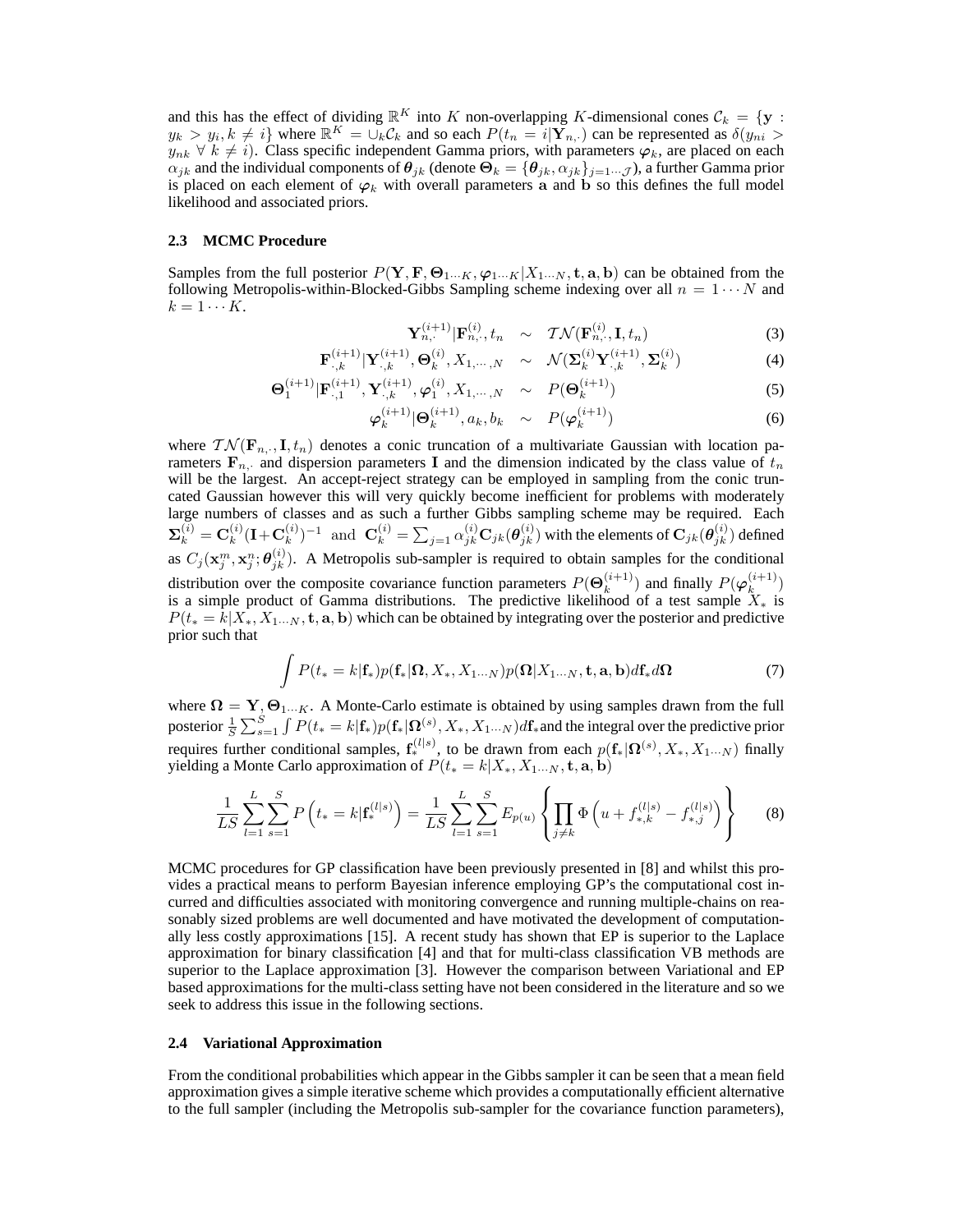and this has the effect of dividing $\mathbb{R}^K$ into $K$ non-overlapping $K$-dimensional cones $\mathcal{C}_k = \{\mathbf{y} : y_k > y_i, k \neq i\}$ where $\mathbb{R}^K = \cup_k \mathcal{C}_k$ and so each $P(t_n = i|\mathbf{Y}_{n,\cdot})$ can be represented as $\delta(y_{ni} > y_{nk} \;\forall\; k \neq i)$. Class specific independent Gamma priors, with parameters $\boldsymbol{\varphi}_k$, are placed on each $\alpha_{jk}$ and the individual components of $\boldsymbol{\theta}_{jk}$ (denote $\boldsymbol{\Theta}_k = \{\boldsymbol{\theta}_{jk}, \alpha_{jk}\}_{j=1\cdots\mathcal{J}}$), a further Gamma prior is placed on each element of $\boldsymbol{\varphi}_k$ with overall parameters $\mathbf{a}$ and $\mathbf{b}$ so this defines the full model likelihood and associated priors.

### 2.3 MCMC Procedure

Samples from the full posterior $P(\mathbf{Y}, \mathbf{F}, \boldsymbol{\Theta}_{1\cdots K}, \boldsymbol{\varphi}_{1\cdots K}|X_{1\cdots N}, \mathbf{t}, \mathbf{a}, \mathbf{b})$ can be obtained from the following Metropolis-within-Blocked-Gibbs Sampling scheme indexing over all $n = 1\cdots N$ and $k = 1\cdots K$.

$$\mathbf{Y}_{n,\cdot}^{(i+1)}|\mathbf{F}_{n,\cdot}^{(i)}, t_n \sim \mathcal{TN}(\mathbf{F}_{n,\cdot}^{(i)}, \mathbf{I}, t_n) \tag{3}$$

$$\mathbf{F}_{\cdot,k}^{(i+1)}|\mathbf{Y}_{\cdot,k}^{(i+1)}, \boldsymbol{\Theta}_k^{(i)}, X_{1,\cdots,N} \sim \mathcal{N}(\boldsymbol{\Sigma}_k^{(i)}\mathbf{Y}_{\cdot,k}^{(i+1)}, \boldsymbol{\Sigma}_k^{(i)}) \tag{4}$$

$$\boldsymbol{\Theta}_1^{(i+1)}|\mathbf{F}_{\cdot,1}^{(i+1)}, \mathbf{Y}_{\cdot,k}^{(i+1)}, \boldsymbol{\varphi}_1^{(i)}, X_{1,\cdots,N} \sim P(\boldsymbol{\Theta}_k^{(i+1)}) \tag{5}$$

$$\boldsymbol{\varphi}_k^{(i+1)}|\boldsymbol{\Theta}_k^{(i+1)}, a_k, b_k \sim P(\boldsymbol{\varphi}_k^{(i+1)}) \tag{6}$$

where $\mathcal{TN}(\mathbf{F}_{n,\cdot}, \mathbf{I}, t_n)$ denotes a conic truncation of a multivariate Gaussian with location parameters $\mathbf{F}_{n,\cdot}$ and dispersion parameters $\mathbf{I}$ and the dimension indicated by the class value of $t_n$ will be the largest. An accept-reject strategy can be employed in sampling from the conic truncated Gaussian however this will very quickly become inefficient for problems with moderately large numbers of classes and as such a further Gibbs sampling scheme may be required. Each $\boldsymbol{\Sigma}_k^{(i)} = \mathbf{C}_k^{(i)}(\mathbf{I}+\mathbf{C}_k^{(i)})^{-1}$ and $\mathbf{C}_k^{(i)} = \sum_{j=1} \alpha_{jk}^{(i)}\mathbf{C}_{jk}(\boldsymbol{\theta}_{jk}^{(i)})$ with the elements of $\mathbf{C}_{jk}(\boldsymbol{\theta}_{jk}^{(i)})$ defined as $C_j(\mathbf{x}_j^m, \mathbf{x}_j^n; \boldsymbol{\theta}_{jk}^{(i)})$. A Metropolis sub-sampler is required to obtain samples for the conditional distribution over the composite covariance function parameters $P(\boldsymbol{\Theta}_k^{(i+1)})$ and finally $P(\boldsymbol{\varphi}_k^{(i+1)})$ is a simple product of Gamma distributions. The predictive likelihood of a test sample $X_*$ is $P(t_* = k|X_*, X_{1\cdots N}, \mathbf{t}, \mathbf{a}, \mathbf{b})$ which can be obtained by integrating over the posterior and predictive prior such that

$$\int P(t_* = k|\mathbf{f}_*)p(\mathbf{f}_*|\boldsymbol{\Omega}, X_*, X_{1\cdots N})p(\boldsymbol{\Omega}|X_{1\cdots N}, \mathbf{t}, \mathbf{a}, \mathbf{b})d\mathbf{f}_* d\boldsymbol{\Omega} \tag{7}$$

where $\boldsymbol{\Omega} = \mathbf{Y}, \boldsymbol{\Theta}_{1\cdots K}$. A Monte-Carlo estimate is obtained by using samples drawn from the full posterior $\frac{1}{S}\sum_{s=1}^{S}\int P(t_* = k|\mathbf{f}_*)p(\mathbf{f}_*|\boldsymbol{\Omega}^{(s)}, X_*, X_{1\cdots N})d\mathbf{f}_*$and the integral over the predictive prior requires further conditional samples, $\mathbf{f}_*^{(l|s)}$, to be drawn from each $p(\mathbf{f}_*|\boldsymbol{\Omega}^{(s)}, X_*, X_{1\cdots N})$ finally yielding a Monte Carlo approximation of $P(t_* = k|X_*, X_{1\cdots N}, \mathbf{t}, \mathbf{a}, \mathbf{b})$

$$\frac{1}{LS}\sum_{l=1}^{L}\sum_{s=1}^{S} P\left(t_* = k|\mathbf{f}_*^{(l|s)}\right) = \frac{1}{LS}\sum_{l=1}^{L}\sum_{s=1}^{S} E_{p(u)}\left\{\prod_{j\neq k}\Phi\left(u + f_{*,k}^{(l|s)} - f_{*,j}^{(l|s)}\right)\right\} \tag{8}$$

MCMC procedures for GP classification have been previously presented in [8] and whilst this provides a practical means to perform Bayesian inference employing GP's the computational cost incurred and difficulties associated with monitoring convergence and running multiple-chains on reasonably sized problems are well documented and have motivated the development of computationally less costly approximations [15]. A recent study has shown that EP is superior to the Laplace approximation for binary classification [4] and that for multi-class classification VB methods are superior to the Laplace approximation [3]. However the comparison between Variational and EP based approximations for the multi-class setting have not been considered in the literature and so we seek to address this issue in the following sections.

### 2.4 Variational Approximation

From the conditional probabilities which appear in the Gibbs sampler it can be seen that a mean field approximation gives a simple iterative scheme which provides a computationally efficient alternative to the full sampler (including the Metropolis sub-sampler for the covariance function parameters),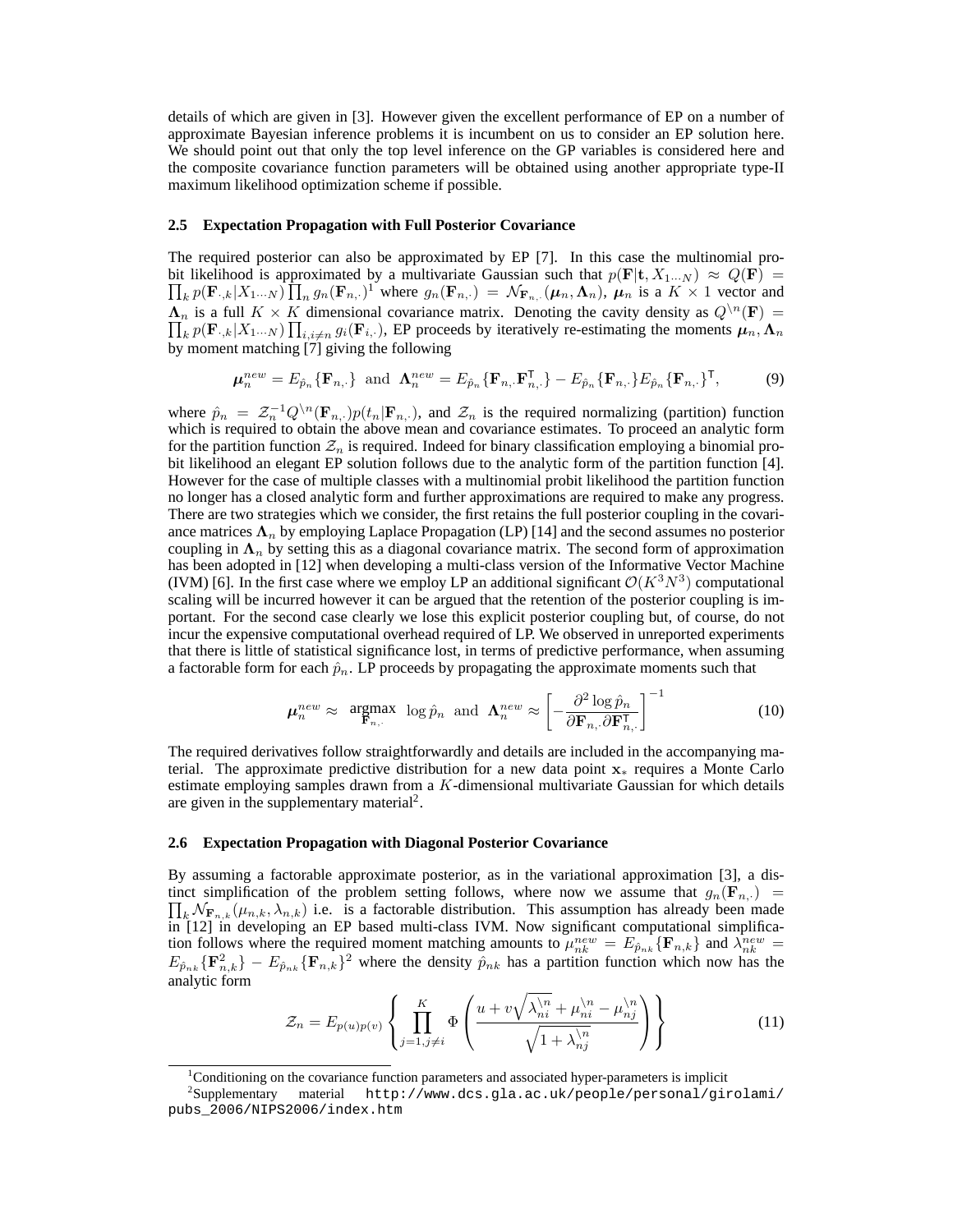details of which are given in [3]. However given the excellent performance of EP on a number of approximate Bayesian inference problems it is incumbent on us to consider an EP solution here. We should point out that only the top level inference on the GP variables is considered here and the composite covariance function parameters will be obtained using another appropriate type-II maximum likelihood optimization scheme if possible.

### 2.5 Expectation Propagation with Full Posterior Covariance

The required posterior can also be approximated by EP [7]. In this case the multinomial probit likelihood is approximated by a multivariate Gaussian such that $p(\mathbf{F}|\mathbf{t}, X_{1\cdots N}) \approx Q(\mathbf{F}) = \prod_k p(\mathbf{F}_{\cdot,k}|X_{1\cdots N}) \prod_n g_n(\mathbf{F}_{n,\cdot})$[1] where $g_n(\mathbf{F}_{n,\cdot}) = \mathcal{N}_{\mathbf{F}_{n,\cdot}}(\boldsymbol{\mu}_n, \boldsymbol{\Lambda}_n)$, $\boldsymbol{\mu}_n$ is a $K \times 1$ vector and $\boldsymbol{\Lambda}_n$ is a full $K \times K$ dimensional covariance matrix. Denoting the cavity density as $Q^{\setminus n}(\mathbf{F}) = \prod_k p(\mathbf{F}_{\cdot,k}|X_{1\cdots N}) \prod_{i,i \neq n} g_i(\mathbf{F}_{i,\cdot})$, EP proceeds by iteratively re-estimating the moments $\boldsymbol{\mu}_n, \boldsymbol{\Lambda}_n$ by moment matching [7] giving the following

$$\boldsymbol{\mu}_n^{new} = E_{\hat{p}_n}\{\mathbf{F}_{n,\cdot}\} \text{ and } \boldsymbol{\Lambda}_n^{new} = E_{\hat{p}_n}\{\mathbf{F}_{n,\cdot}\mathbf{F}_{n,\cdot}^{\mathsf{T}}\} - E_{\hat{p}_n}\{\mathbf{F}_{n,\cdot}\}E_{\hat{p}_n}\{\mathbf{F}_{n,\cdot}\}^{\mathsf{T}}, \tag{9}$$

where $\hat{p}_n = \mathcal{Z}_n^{-1} Q^{\setminus n}(\mathbf{F}_{n,\cdot}) p(t_n|\mathbf{F}_{n,\cdot})$, and $\mathcal{Z}_n$ is the required normalizing (partition) function which is required to obtain the above mean and covariance estimates. To proceed an analytic form for the partition function $\mathcal{Z}_n$ is required. Indeed for binary classification employing a binomial probit likelihood an elegant EP solution follows due to the analytic form of the partition function [4]. However for the case of multiple classes with a multinomial probit likelihood the partition function no longer has a closed analytic form and further approximations are required to make any progress. There are two strategies which we consider, the first retains the full posterior coupling in the covariance matrices $\boldsymbol{\Lambda}_n$ by employing Laplace Propagation (LP) [14] and the second assumes no posterior coupling in $\boldsymbol{\Lambda}_n$ by setting this as a diagonal covariance matrix. The second form of approximation has been adopted in [12] when developing a multi-class version of the Informative Vector Machine (IVM) [6]. In the first case where we employ LP an additional significant $\mathcal{O}(K^3N^3)$ computational scaling will be incurred however it can be argued that the retention of the posterior coupling is important. For the second case clearly we lose this explicit posterior coupling but, of course, do not incur the expensive computational overhead required of LP. We observed in unreported experiments that there is little of statistical significance lost, in terms of predictive performance, when assuming a factorable form for each $\hat{p}_n$. LP proceeds by propagating the approximate moments such that

$$\boldsymbol{\mu}_n^{new} \approx \underset{\mathbf{F}_{n,\cdot}}{\operatorname{argmax}} \; \log \hat{p}_n \text{ and } \boldsymbol{\Lambda}_n^{new} \approx \left[ -\frac{\partial^2 \log \hat{p}_n}{\partial \mathbf{F}_{n,\cdot} \partial \mathbf{F}_{n,\cdot}^{\mathsf{T}}} \right]^{-1} \tag{10}$$

The required derivatives follow straightforwardly and details are included in the accompanying material. The approximate predictive distribution for a new data point $\mathbf{x}_*$ requires a Monte Carlo estimate employing samples drawn from a $K$-dimensional multivariate Gaussian for which details are given in the supplementary material[2].

### 2.6 Expectation Propagation with Diagonal Posterior Covariance

By assuming a factorable approximate posterior, as in the variational approximation [3], a distinct simplification of the problem setting follows, where now we assume that $g_n(\mathbf{F}_{n,\cdot}) = \prod_k \mathcal{N}_{\mathbf{F}_{n,k}}(\mu_{n,k}, \lambda_{n,k})$ i.e. is a factorable distribution. This assumption has already been made in [12] in developing an EP based multi-class IVM. Now significant computational simplification follows where the required moment matching amounts to $\mu_{nk}^{new} = E_{\hat{p}_{nk}}\{\mathbf{F}_{n,k}\}$ and $\lambda_{nk}^{new} = E_{\hat{p}_{nk}}\{\mathbf{F}_{n,k}^2\} - E_{\hat{p}_{nk}}\{\mathbf{F}_{n,k}\}^2$ where the density $\hat{p}_{nk}$ has a partition function which now has the analytic form

$$\mathcal{Z}_n = E_{p(u)p(v)} \left\{ \prod_{j=1, j \neq i}^{K} \Phi\left( \frac{u + v\sqrt{\lambda_{ni}^{\setminus n}} + \mu_{ni}^{\setminus n} - \mu_{nj}^{\setminus n}}{\sqrt{1 + \lambda_{nj}^{\setminus n}}} \right) \right\} \tag{11}$$

[1] Conditioning on the covariance function parameters and associated hyper-parameters is implicit

[2] Supplementary material http://www.dcs.gla.ac.uk/people/personal/girolami/pubs_2006/NIPS2006/index.htm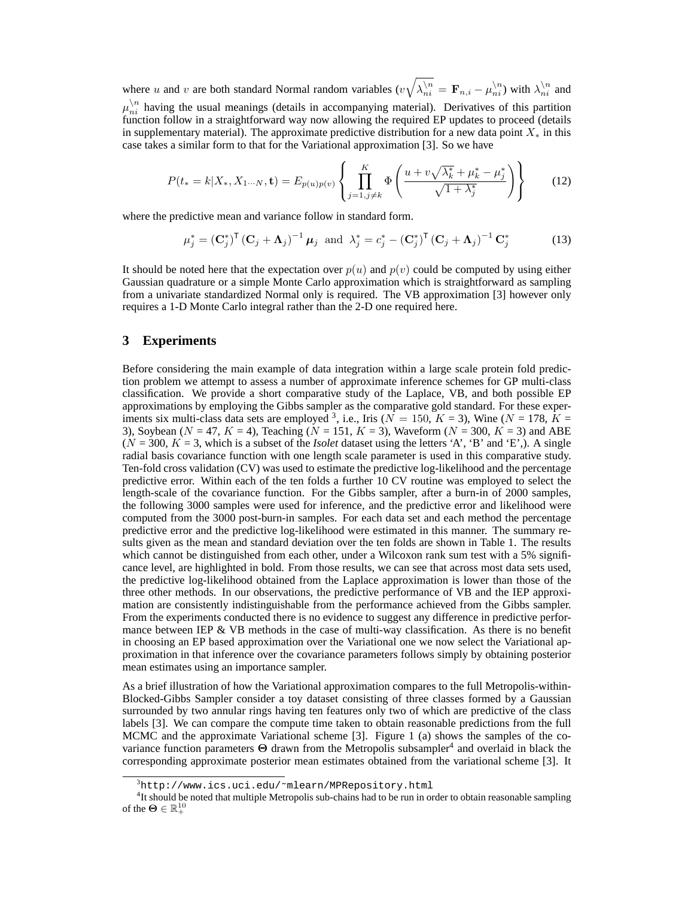where $u$ and $v$ are both standard Normal random variables ($v\sqrt{\lambda_{ni}^{\setminus n}} = \mathbf{F}_{n,i} - \mu_{ni}^{\setminus n}$) with $\lambda_{ni}^{\setminus n}$ and $\mu_{ni}^{\setminus n}$ having the usual meanings (details in accompanying material). Derivatives of this partition function follow in a straightforward way now allowing the required EP updates to proceed (details in supplementary material). The approximate predictive distribution for a new data point $X_*$ in this case takes a similar form to that for the Variational approximation [3]. So we have

$$P(t_* = k | X_*, X_{1\cdots N}, \mathbf{t}) = E_{p(u)p(v)} \left\{ \prod_{j=1, j \neq k}^{K} \Phi \left( \frac{u + v\sqrt{\lambda_k^*} + \mu_k^* - \mu_j^*}{\sqrt{1 + \lambda_j^*}} \right) \right\} \tag{12}$$

where the predictive mean and variance follow in standard form.

$$\mu_j^* = (\mathbf{C}_j^*)^\mathsf{T} (\mathbf{C}_j + \mathbf{\Lambda}_j)^{-1} \boldsymbol{\mu}_j \ \text{ and } \ \lambda_j^* = c_j^* - (\mathbf{C}_j^*)^\mathsf{T} (\mathbf{C}_j + \mathbf{\Lambda}_j)^{-1} \mathbf{C}_j^* \tag{13}$$

It should be noted here that the expectation over $p(u)$ and $p(v)$ could be computed by using either Gaussian quadrature or a simple Monte Carlo approximation which is straightforward as sampling from a univariate standardized Normal only is required. The VB approximation [3] however only requires a 1-D Monte Carlo integral rather than the 2-D one required here.

## 3 Experiments

Before considering the main example of data integration within a large scale protein fold prediction problem we attempt to assess a number of approximate inference schemes for GP multi-class classification. We provide a short comparative study of the Laplace, VB, and both possible EP approximations by employing the Gibbs sampler as the comparative gold standard. For these experiments six multi-class data sets are employed [3], i.e., Iris ($N = 150$, $K = 3$), Wine ($N = 178$, $K = 3$), Soybean ($N = 47$, $K = 4$), Teaching ($N = 151$, $K = 3$), Waveform ($N = 300$, $K = 3$) and ABE ($N = 300$, $K = 3$, which is a subset of the *Isolet* dataset using the letters 'A', 'B' and 'E',). A single radial basis covariance function with one length scale parameter is used in this comparative study. Ten-fold cross validation (CV) was used to estimate the predictive log-likelihood and the percentage predictive error. Within each of the ten folds a further 10 CV routine was employed to select the length-scale of the covariance function. For the Gibbs sampler, after a burn-in of 2000 samples, the following 3000 samples were used for inference, and the predictive error and likelihood were computed from the 3000 post-burn-in samples. For each data set and each method the percentage predictive error and the predictive log-likelihood were estimated in this manner. The summary results given as the mean and standard deviation over the ten folds are shown in Table 1. The results which cannot be distinguished from each other, under a Wilcoxon rank sum test with a 5% significance level, are highlighted in bold. From those results, we can see that across most data sets used, the predictive log-likelihood obtained from the Laplace approximation is lower than those of the three other methods. In our observations, the predictive performance of VB and the IEP approximation are consistently indistinguishable from the performance achieved from the Gibbs sampler. From the experiments conducted there is no evidence to suggest any difference in predictive performance between IEP & VB methods in the case of multi-way classification. As there is no benefit in choosing an EP based approximation over the Variational one we now select the Variational approximation in that inference over the covariance parameters follows simply by obtaining posterior mean estimates using an importance sampler.

As a brief illustration of how the Variational approximation compares to the full Metropolis-within-Blocked-Gibbs Sampler consider a toy dataset consisting of three classes formed by a Gaussian surrounded by two annular rings having ten features only two of which are predictive of the class labels [3]. We can compare the compute time taken to obtain reasonable predictions from the full MCMC and the approximate Variational scheme [3]. Figure 1 (a) shows the samples of the covariance function parameters $\boldsymbol{\Theta}$ drawn from the Metropolis subsampler[4] and overlaid in black the corresponding approximate posterior mean estimates obtained from the variational scheme [3]. It

---

[3] http://www.ics.uci.edu/~mlearn/MPRepository.html

[4] It should be noted that multiple Metropolis sub-chains had to be run in order to obtain reasonable sampling of the $\boldsymbol{\Theta} \in \mathbb{R}_+^{10}$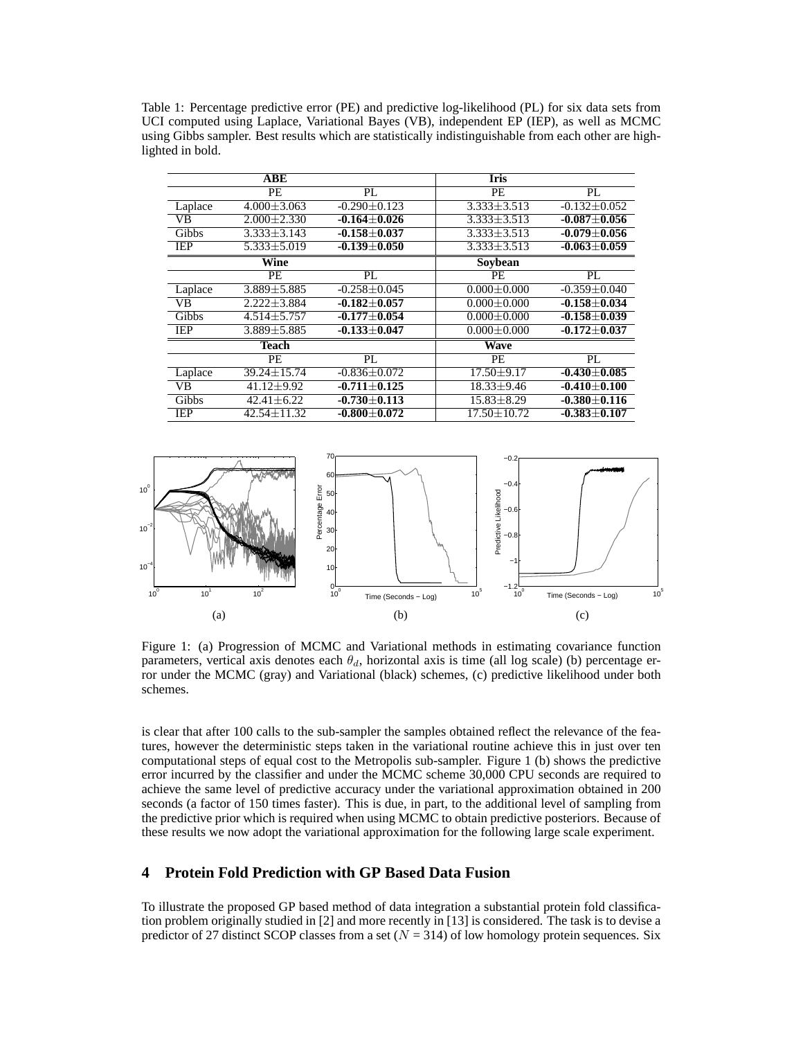Table 1: Percentage predictive error (PE) and predictive log-likelihood (PL) for six data sets from UCI computed using Laplace, Variational Bayes (VB), independent EP (IEP), as well as MCMC using Gibbs sampler. Best results which are statistically indistinguishable from each other are highlighted in bold.

| | **ABE** | | **Iris** | |
|---|---|---|---|---|
| | PE | PL | PE | PL |
| Laplace | 4.000±3.063 | -0.290±0.123 | 3.333±3.513 | -0.132±0.052 |
| VB | 2.000±2.330 | **-0.164±0.026** | 3.333±3.513 | **-0.087±0.056** |
| Gibbs | 3.333±3.143 | **-0.158±0.037** | 3.333±3.513 | **-0.079±0.056** |
| IEP | 5.333±5.019 | **-0.139±0.050** | 3.333±3.513 | **-0.063±0.059** |
| | **Wine** | | **Soybean** | |
| | PE | PL | PE | PL |
| Laplace | 3.889±5.885 | -0.258±0.045 | 0.000±0.000 | -0.359±0.040 |
| VB | 2.222±3.884 | **-0.182±0.057** | 0.000±0.000 | **-0.158±0.034** |
| Gibbs | 4.514±5.757 | **-0.177±0.054** | 0.000±0.000 | **-0.158±0.039** |
| IEP | 3.889±5.885 | **-0.133±0.047** | 0.000±0.000 | **-0.172±0.037** |
| | **Teach** | | **Wave** | |
| | PE | PL | PE | PL |
| Laplace | 39.24±15.74 | -0.836±0.072 | 17.50±9.17 | **-0.430±0.085** |
| VB | 41.12±9.92 | **-0.711±0.125** | 18.33±9.46 | **-0.410±0.100** |
| Gibbs | 42.41±6.22 | **-0.730±0.113** | 15.83±8.29 | **-0.380±0.116** |
| IEP | 42.54±11.32 | **-0.800±0.072** | 17.50±10.72 | **-0.383±0.107** |

Figure 1: (a) Progression of MCMC and Variational methods in estimating covariance function parameters, vertical axis denotes each $\theta_d$, horizontal axis is time (all log scale) (b) percentage error under the MCMC (gray) and Variational (black) schemes, (c) predictive likelihood under both schemes.

is clear that after 100 calls to the sub-sampler the samples obtained reflect the relevance of the features, however the deterministic steps taken in the variational routine achieve this in just over ten computational steps of equal cost to the Metropolis sub-sampler. Figure 1 (b) shows the predictive error incurred by the classifier and under the MCMC scheme 30,000 CPU seconds are required to achieve the same level of predictive accuracy under the variational approximation obtained in 200 seconds (a factor of 150 times faster). This is due, in part, to the additional level of sampling from the predictive prior which is required when using MCMC to obtain predictive posteriors. Because of these results we now adopt the variational approximation for the following large scale experiment.

## 4 Protein Fold Prediction with GP Based Data Fusion

To illustrate the proposed GP based method of data integration a substantial protein fold classification problem originally studied in [2] and more recently in [13] is considered. The task is to devise a predictor of 27 distinct SCOP classes from a set ($N$ = 314) of low homology protein sequences. Six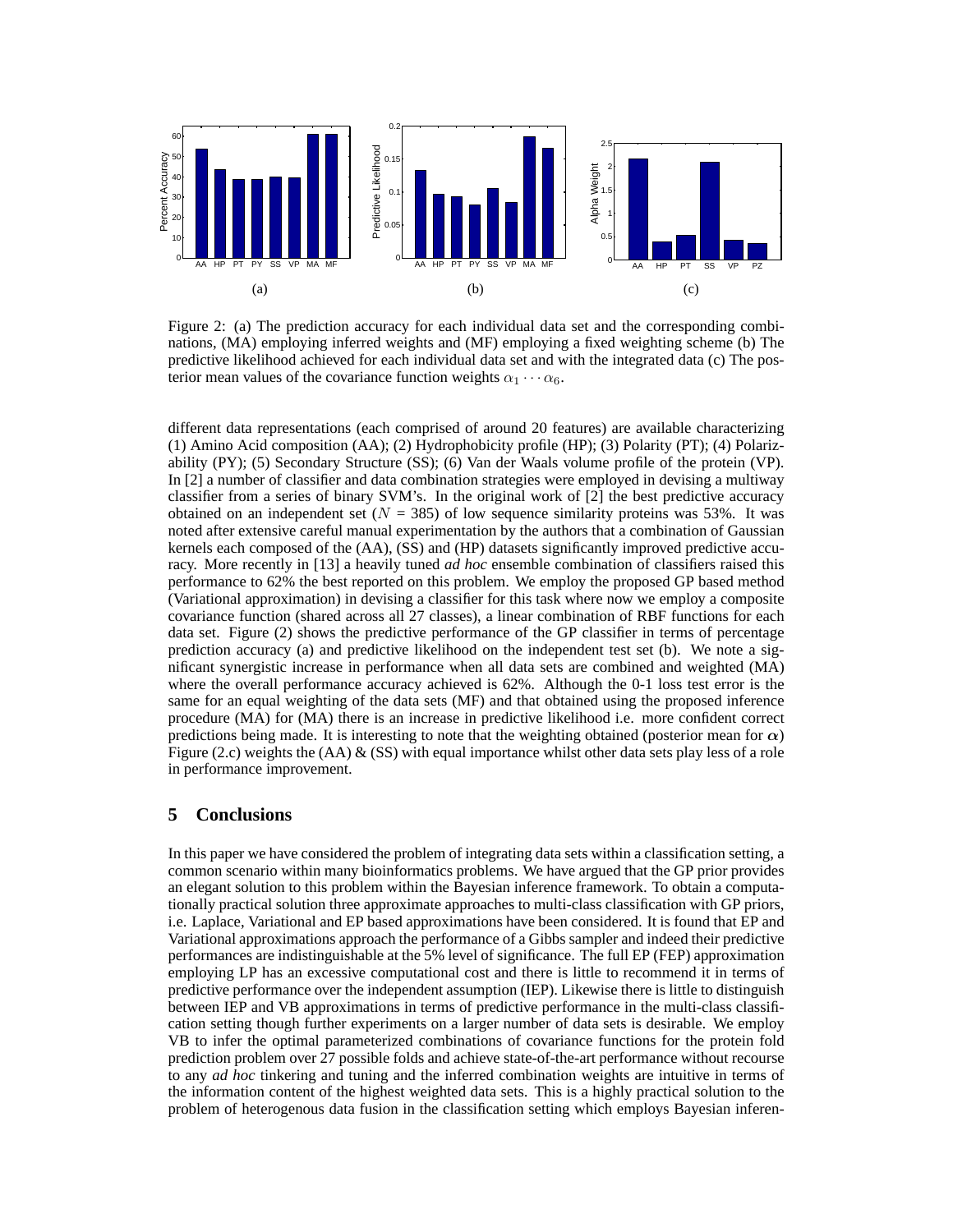Figure 2: (a) The prediction accuracy for each individual data set and the corresponding combinations, (MA) employing inferred weights and (MF) employing a fixed weighting scheme (b) The predictive likelihood achieved for each individual data set and with the integrated data (c) The posterior mean values of the covariance function weights $\alpha_1 \cdots \alpha_6$.

different data representations (each comprised of around 20 features) are available characterizing (1) Amino Acid composition (AA); (2) Hydrophobicity profile (HP); (3) Polarity (PT); (4) Polarizability (PY); (5) Secondary Structure (SS); (6) Van der Waals volume profile of the protein (VP). In [2] a number of classifier and data combination strategies were employed in devising a multiway classifier from a series of binary SVM's. In the original work of [2] the best predictive accuracy obtained on an independent set ($N$ = 385) of low sequence similarity proteins was 53%. It was noted after extensive careful manual experimentation by the authors that a combination of Gaussian kernels each composed of the (AA), (SS) and (HP) datasets significantly improved predictive accuracy. More recently in [13] a heavily tuned *ad hoc* ensemble combination of classifiers raised this performance to 62% the best reported on this problem. We employ the proposed GP based method (Variational approximation) in devising a classifier for this task where now we employ a composite covariance function (shared across all 27 classes), a linear combination of RBF functions for each data set. Figure (2) shows the predictive performance of the GP classifier in terms of percentage prediction accuracy (a) and predictive likelihood on the independent test set (b). We note a significant synergistic increase in performance when all data sets are combined and weighted (MA) where the overall performance accuracy achieved is 62%. Although the 0-1 loss test error is the same for an equal weighting of the data sets (MF) and that obtained using the proposed inference procedure (MA) for (MA) there is an increase in predictive likelihood i.e. more confident correct predictions being made. It is interesting to note that the weighting obtained (posterior mean for $\boldsymbol{\alpha}$) Figure (2.c) weights the (AA) & (SS) with equal importance whilst other data sets play less of a role in performance improvement.

## 5 Conclusions

In this paper we have considered the problem of integrating data sets within a classification setting, a common scenario within many bioinformatics problems. We have argued that the GP prior provides an elegant solution to this problem within the Bayesian inference framework. To obtain a computationally practical solution three approximate approaches to multi-class classification with GP priors, i.e. Laplace, Variational and EP based approximations have been considered. It is found that EP and Variational approximations approach the performance of a Gibbs sampler and indeed their predictive performances are indistinguishable at the 5% level of significance. The full EP (FEP) approximation employing LP has an excessive computational cost and there is little to recommend it in terms of predictive performance over the independent assumption (IEP). Likewise there is little to distinguish between IEP and VB approximations in terms of predictive performance in the multi-class classification setting though further experiments on a larger number of data sets is desirable. We employ VB to infer the optimal parameterized combinations of covariance functions for the protein fold prediction problem over 27 possible folds and achieve state-of-the-art performance without recourse to any *ad hoc* tinkering and tuning and the inferred combination weights are intuitive in terms of the information content of the highest weighted data sets. This is a highly practical solution to the problem of heterogenous data fusion in the classification setting which employs Bayesian inferen-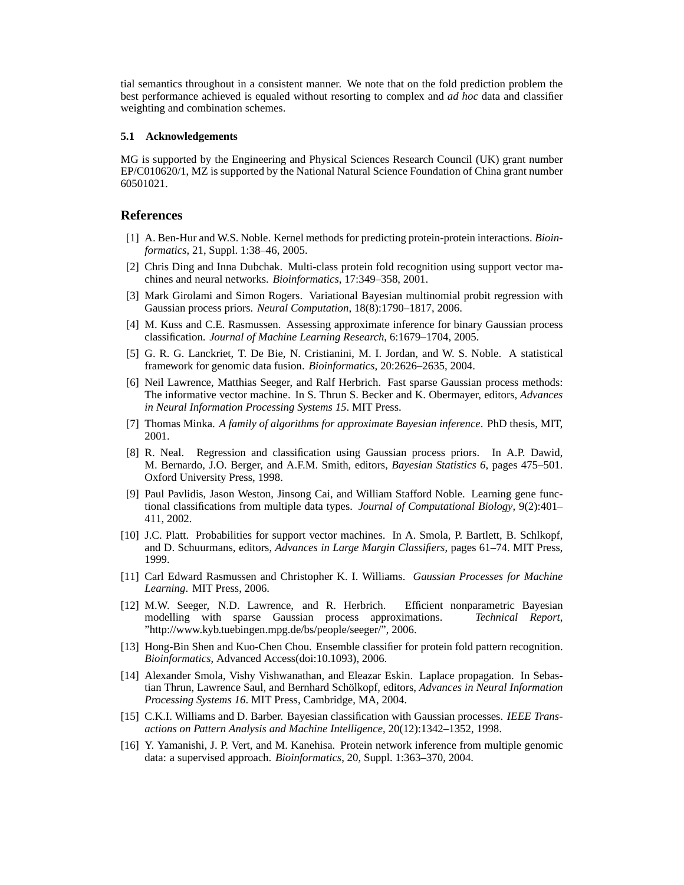tial semantics throughout in a consistent manner. We note that on the fold prediction problem the best performance achieved is equaled without resorting to complex and *ad hoc* data and classifier weighting and combination schemes.

### 5.1 Acknowledgements

MG is supported by the Engineering and Physical Sciences Research Council (UK) grant number EP/C010620/1, MZ is supported by the National Natural Science Foundation of China grant number 60501021.

## References

[1] A. Ben-Hur and W.S. Noble. Kernel methods for predicting protein-protein interactions. *Bioinformatics*, 21, Suppl. 1:38–46, 2005.

[2] Chris Ding and Inna Dubchak. Multi-class protein fold recognition using support vector machines and neural networks. *Bioinformatics*, 17:349–358, 2001.

[3] Mark Girolami and Simon Rogers. Variational Bayesian multinomial probit regression with Gaussian process priors. *Neural Computation*, 18(8):1790–1817, 2006.

[4] M. Kuss and C.E. Rasmussen. Assessing approximate inference for binary Gaussian process classification. *Journal of Machine Learning Research*, 6:1679–1704, 2005.

[5] G. R. G. Lanckriet, T. De Bie, N. Cristianini, M. I. Jordan, and W. S. Noble. A statistical framework for genomic data fusion. *Bioinformatics*, 20:2626–2635, 2004.

[6] Neil Lawrence, Matthias Seeger, and Ralf Herbrich. Fast sparse Gaussian process methods: The informative vector machine. In S. Thrun S. Becker and K. Obermayer, editors, *Advances in Neural Information Processing Systems 15*. MIT Press.

[7] Thomas Minka. *A family of algorithms for approximate Bayesian inference*. PhD thesis, MIT, 2001.

[8] R. Neal. Regression and classification using Gaussian process priors. In A.P. Dawid, M. Bernardo, J.O. Berger, and A.F.M. Smith, editors, *Bayesian Statistics 6*, pages 475–501. Oxford University Press, 1998.

[9] Paul Pavlidis, Jason Weston, Jinsong Cai, and William Stafford Noble. Learning gene functional classifications from multiple data types. *Journal of Computational Biology*, 9(2):401–411, 2002.

[10] J.C. Platt. Probabilities for support vector machines. In A. Smola, P. Bartlett, B. Schlkopf, and D. Schuurmans, editors, *Advances in Large Margin Classifiers*, pages 61–74. MIT Press, 1999.

[11] Carl Edward Rasmussen and Christopher K. I. Williams. *Gaussian Processes for Machine Learning*. MIT Press, 2006.

[12] M.W. Seeger, N.D. Lawrence, and R. Herbrich. Efficient nonparametric Bayesian modelling with sparse Gaussian process approximations. *Technical Report*, "http://www.kyb.tuebingen.mpg.de/bs/people/seeger/", 2006.

[13] Hong-Bin Shen and Kuo-Chen Chou. Ensemble classifier for protein fold pattern recognition. *Bioinformatics*, Advanced Access(doi:10.1093), 2006.

[14] Alexander Smola, Vishy Vishwanathan, and Eleazar Eskin. Laplace propagation. In Sebastian Thrun, Lawrence Saul, and Bernhard Schölkopf, editors, *Advances in Neural Information Processing Systems 16*. MIT Press, Cambridge, MA, 2004.

[15] C.K.I. Williams and D. Barber. Bayesian classification with Gaussian processes. *IEEE Transactions on Pattern Analysis and Machine Intelligence*, 20(12):1342–1352, 1998.

[16] Y. Yamanishi, J. P. Vert, and M. Kanehisa. Protein network inference from multiple genomic data: a supervised approach. *Bioinformatics*, 20, Suppl. 1:363–370, 2004.